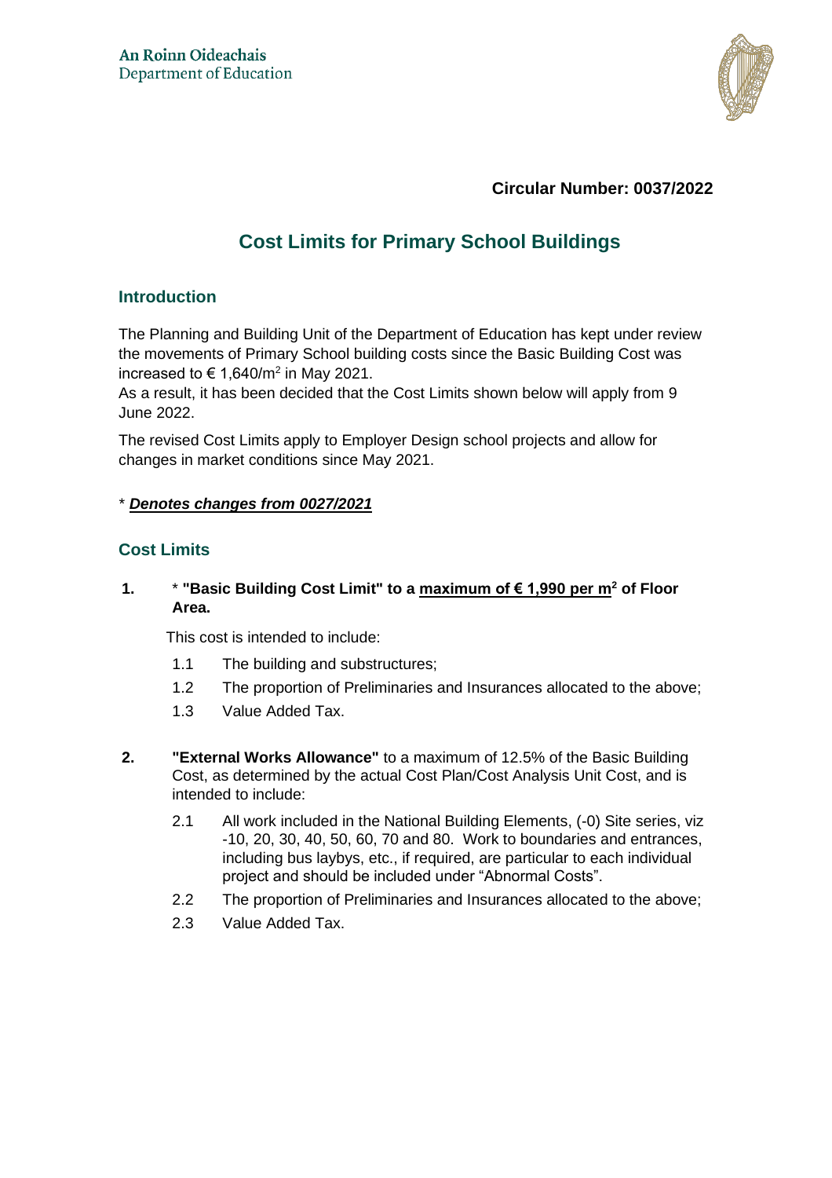An Roinn Oideachais
Department of Education

**Circular Number: 0037/2022**

# Cost Limits for Primary School Buildings

## Introduction

The Planning and Building Unit of the Department of Education has kept under review the movements of Primary School building costs since the Basic Building Cost was increased to € 1,640/$m^2$ in May 2021.
As a result, it has been decided that the Cost Limits shown below will apply from 9 June 2022.

The revised Cost Limits apply to Employer Design school projects and allow for changes in market conditions since May 2021.

* ***Denotes changes from 0027/2021***

## Cost Limits

**1.** * **"Basic Building Cost Limit" to a maximum of € 1,990 per $m^2$ of Floor Area.**

This cost is intended to include:

1.1 The building and substructures;

1.2 The proportion of Preliminaries and Insurances allocated to the above;

1.3 Value Added Tax.

**2.** **"External Works Allowance"** to a maximum of 12.5% of the Basic Building Cost, as determined by the actual Cost Plan/Cost Analysis Unit Cost, and is intended to include:

2.1 All work included in the National Building Elements, (-0) Site series, viz -10, 20, 30, 40, 50, 60, 70 and 80. Work to boundaries and entrances, including bus laybys, etc., if required, are particular to each individual project and should be included under "Abnormal Costs".

2.2 The proportion of Preliminaries and Insurances allocated to the above;

2.3 Value Added Tax.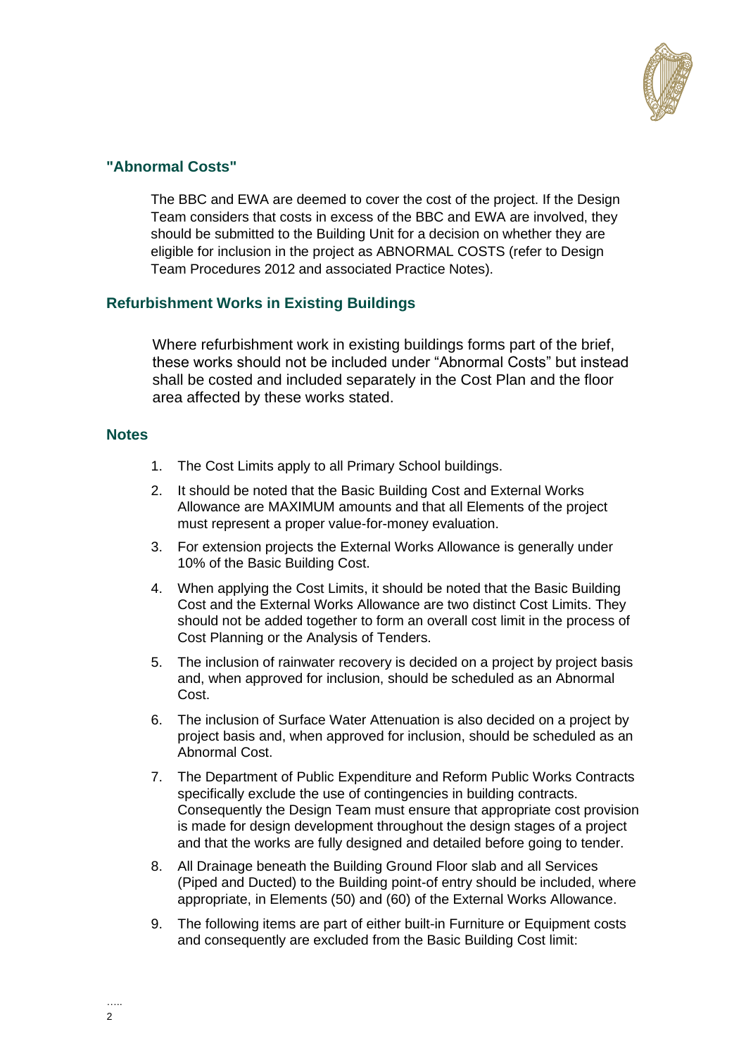## "Abnormal Costs"

The BBC and EWA are deemed to cover the cost of the project. If the Design Team considers that costs in excess of the BBC and EWA are involved, they should be submitted to the Building Unit for a decision on whether they are eligible for inclusion in the project as ABNORMAL COSTS (refer to Design Team Procedures 2012 and associated Practice Notes).

## Refurbishment Works in Existing Buildings

Where refurbishment work in existing buildings forms part of the brief, these works should not be included under "Abnormal Costs" but instead shall be costed and included separately in the Cost Plan and the floor area affected by these works stated.

## Notes

1. The Cost Limits apply to all Primary School buildings.
2. It should be noted that the Basic Building Cost and External Works Allowance are MAXIMUM amounts and that all Elements of the project must represent a proper value-for-money evaluation.
3. For extension projects the External Works Allowance is generally under 10% of the Basic Building Cost.
4. When applying the Cost Limits, it should be noted that the Basic Building Cost and the External Works Allowance are two distinct Cost Limits. They should not be added together to form an overall cost limit in the process of Cost Planning or the Analysis of Tenders.
5. The inclusion of rainwater recovery is decided on a project by project basis and, when approved for inclusion, should be scheduled as an Abnormal Cost.
6. The inclusion of Surface Water Attenuation is also decided on a project by project basis and, when approved for inclusion, should be scheduled as an Abnormal Cost.
7. The Department of Public Expenditure and Reform Public Works Contracts specifically exclude the use of contingencies in building contracts. Consequently the Design Team must ensure that appropriate cost provision is made for design development throughout the design stages of a project and that the works are fully designed and detailed before going to tender.
8. All Drainage beneath the Building Ground Floor slab and all Services (Piped and Ducted) to the Building point-of entry should be included, where appropriate, in Elements (50) and (60) of the External Works Allowance.
9. The following items are part of either built-in Furniture or Equipment costs and consequently are excluded from the Basic Building Cost limit: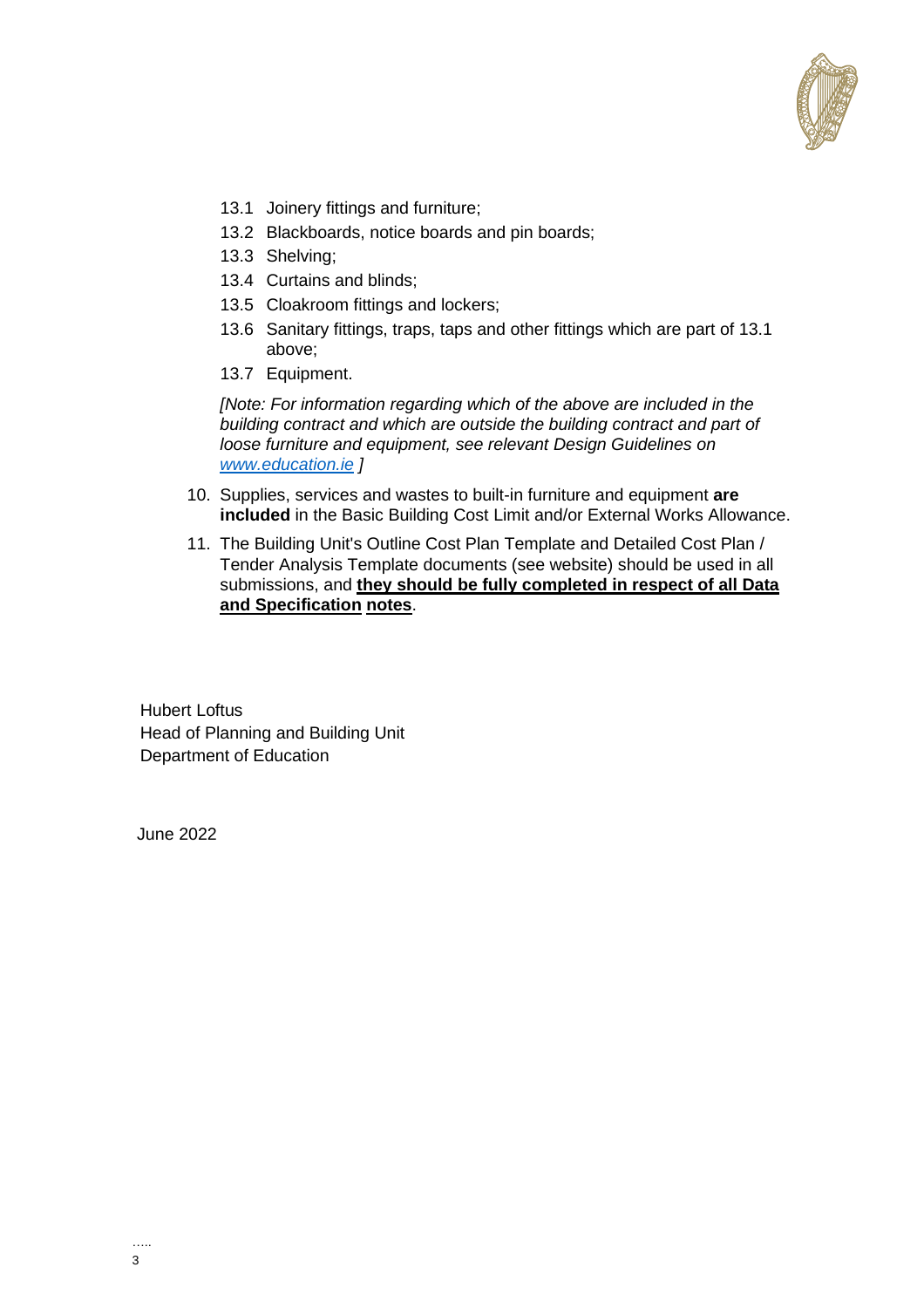13.1 Joinery fittings and furniture;
13.2 Blackboards, notice boards and pin boards;
13.3 Shelving;
13.4 Curtains and blinds;
13.5 Cloakroom fittings and lockers;
13.6 Sanitary fittings, traps, taps and other fittings which are part of 13.1 above;
13.7 Equipment.

*[Note: For information regarding which of the above are included in the building contract and which are outside the building contract and part of loose furniture and equipment, see relevant Design Guidelines on www.education.ie ]*

10. Supplies, services and wastes to built-in furniture and equipment **are included** in the Basic Building Cost Limit and/or External Works Allowance.
11. The Building Unit's Outline Cost Plan Template and Detailed Cost Plan / Tender Analysis Template documents (see website) should be used in all submissions, and **they should be fully completed in respect of all Data and Specification notes**.

Hubert Loftus
Head of Planning and Building Unit
Department of Education

June 2022